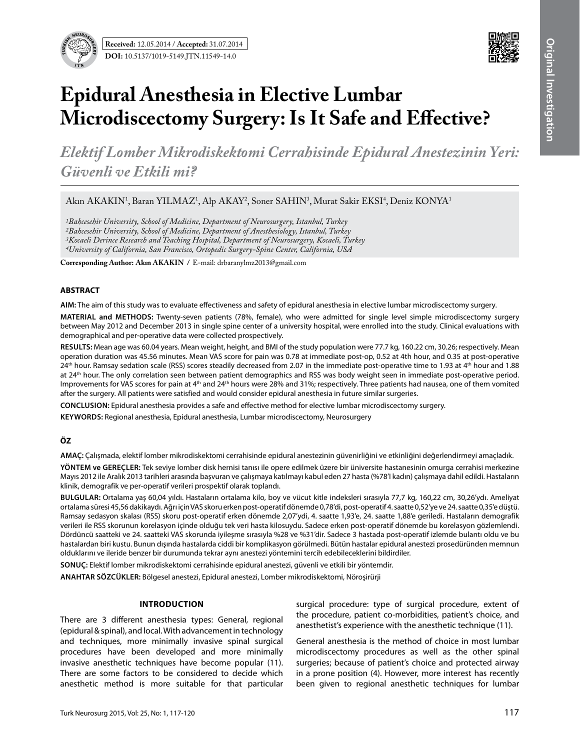**Received:** 12.05.2014 / **Accepted:** 31.07.2014

**DOI:** 10.5137/1019-5149.JTN.11549-14.0

Original Investigation

# Epidural Anesthesia in Elective Lumbar Microdiscectomy Surgery: Is It Safe and Effective?

## *Elektif Lomber Mikrodiskektomi Cerrahisinde Epidural Anestezinin Yeri: Güvenli ve Etkili mi?*

Akın AKAKIN[1], Baran YILMAZ[1], Alp AKAY[2], Soner SAHIN[3], Murat Sakir EKSI[4], Deniz KONYA[1]

*[1]Bahcesehir University, School of Medicine, Department of Neurosurgery, Istanbul, Turkey*
*[2]Bahcesehir University, School of Medicine, Department of Anesthesiology, Istanbul, Turkey*
*[3]Kocaeli Derince Research and Teaching Hospital, Department of Neurosurgery, Kocaeli, Turkey*
*[4]University of California, San Francisco, Ortopedic Surgery-Spine Center, California, USA*

**Corresponding Author: Akın AKAKIN /** E-mail: drbaranylmz2013@gmail.com

### ABSTRACT

**AIM:** The aim of this study was to evaluate effectiveness and safety of epidural anesthesia in elective lumbar microdiscectomy surgery.

**MATERIAL and METHODS:** Twenty-seven patients (78%, female), who were admitted for single level simple microdiscectomy surgery between May 2012 and December 2013 in single spine center of a university hospital, were enrolled into the study. Clinical evaluations with demographical and per-operative data were collected prospectively.

**RESULTS:** Mean age was 60.04 years. Mean weight, height, and BMI of the study population were 77.7 kg, 160.22 cm, 30.26; respectively. Mean operation duration was 45.56 minutes. Mean VAS score for pain was 0.78 at immediate post-op, 0.52 at 4th hour, and 0.35 at post-operative 24th hour. Ramsay sedation scale (RSS) scores steadily decreased from 2.07 in the immediate post-operative time to 1.93 at 4th hour and 1.88 at 24th hour. The only correlation seen between patient demographics and RSS was body weight seen in immediate post-operative period. Improvements for VAS scores for pain at 4th and 24th hours were 28% and 31%; respectively. Three patients had nausea, one of them vomited after the surgery. All patients were satisfied and would consider epidural anesthesia in future similar surgeries.

**CONCLUSION:** Epidural anesthesia provides a safe and effective method for elective lumbar microdiscectomy surgery.

**KEYWORDS:** Regional anesthesia, Epidural anesthesia, Lumbar microdiscectomy, Neurosurgery

### ÖZ

**AMAÇ:** Çalışmada, elektif lomber mikrodiskektomi cerrahisinde epidural anestezinin güvenirliğini ve etkinliğini değerlendirmeyi amaçladık.

**YÖNTEM ve GEREÇLER:** Tek seviye lomber disk hernisi tanısı ile opere edilmek üzere bir üniversite hastanesinin omurga cerrahisi merkezine Mayıs 2012 ile Aralık 2013 tarihleri arasında başvuran ve çalışmaya katılmayı kabul eden 27 hasta (%78'i kadın) çalışmaya dahil edildi. Hastaların klinik, demografik ve per-operatif verileri prospektif olarak toplandı.

**BULGULAR:** Ortalama yaş 60,04 yıldı. Hastaların ortalama kilo, boy ve vücut kitle indeksleri sırasıyla 77,7 kg, 160,22 cm, 30,26'ydı. Ameliyat ortalama süresi 45,56 dakikaydı. Ağrı için VAS skoru erken post-operatif dönemde 0,78'di, post-operatif 4. saatte 0,52'ye ve 24. saatte 0,35'e düştü. Ramsay sedasyon skalası (RSS) skoru post-operatif erken dönemde 2,07'ydi, 4. saatte 1,93'e, 24. saatte 1,88'e geriledi. Hastaların demografik verileri ile RSS skorunun korelasyon içinde olduğu tek veri hasta kilosuydu. Sadece erken post-operatif dönemde bu korelasyon gözlemlendi. Dördüncü saatteki ve 24. saatteki VAS skorunda iyileşme sırasıyla %28 ve %31'dir. Sadece 3 hastada post-operatif izlemde bulantı oldu ve bu hastalardan biri kustu. Bunun dışında hastalarda ciddi bir komplikasyon görülmedi. Bütün hastalar epidural anestezi prosedüründen memnun olduklarını ve ileride benzer bir durumunda tekrar aynı anestezi yöntemini tercih edebileceklerini bildirdiler.

**SONUÇ:** Elektif lomber mikrodiskektomi cerrahisinde epidural anestezi, güvenli ve etkili bir yöntemdir.

**ANAHTAR SÖZCÜKLER:** Bölgesel anestezi, Epidural anestezi, Lomber mikrodiskektomi, Nöroşirürji

### INTRODUCTION

There are 3 different anesthesia types: General, regional (epidural & spinal), and local. With advancement in technology and techniques, more minimally invasive spinal surgical procedures have been developed and more minimally invasive anesthetic techniques have become popular (11). There are some factors to be considered to decide which anesthetic method is more suitable for that particular surgical procedure: type of surgical procedure, extent of the procedure, patient co-morbidities, patient's choice, and anesthetist's experience with the anesthetic technique (11).

General anesthesia is the method of choice in most lumbar microdiscectomy procedures as well as the other spinal surgeries; because of patient's choice and protected airway in a prone position (4). However, more interest has recently been given to regional anesthetic techniques for lumbar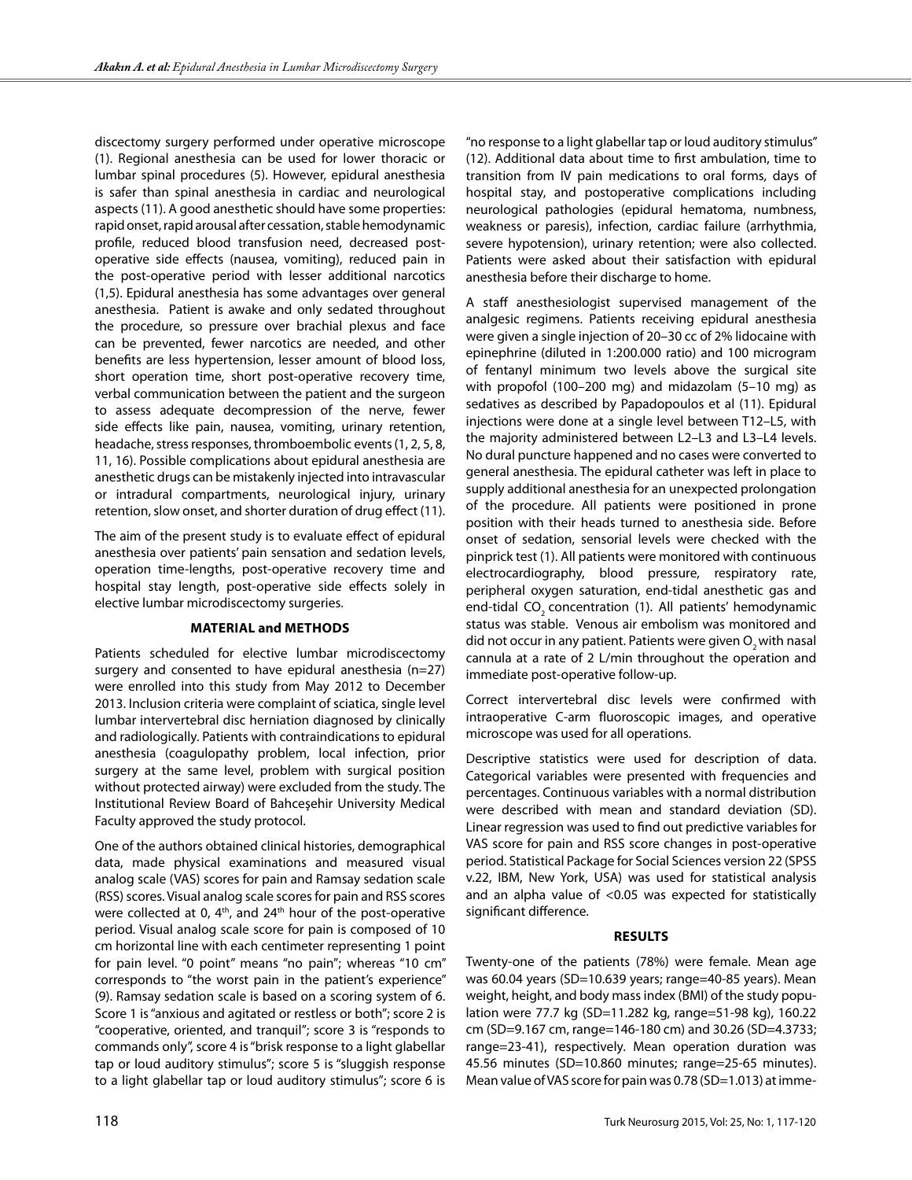discectomy surgery performed under operative microscope (1). Regional anesthesia can be used for lower thoracic or lumbar spinal procedures (5). However, epidural anesthesia is safer than spinal anesthesia in cardiac and neurological aspects (11). A good anesthetic should have some properties: rapid onset, rapid arousal after cessation, stable hemodynamic profile, reduced blood transfusion need, decreased post-operative side effects (nausea, vomiting), reduced pain in the post-operative period with lesser additional narcotics (1,5). Epidural anesthesia has some advantages over general anesthesia. Patient is awake and only sedated throughout the procedure, so pressure over brachial plexus and face can be prevented, fewer narcotics are needed, and other benefits are less hypertension, lesser amount of blood loss, short operation time, short post-operative recovery time, verbal communication between the patient and the surgeon to assess adequate decompression of the nerve, fewer side effects like pain, nausea, vomiting, urinary retention, headache, stress responses, thromboembolic events (1, 2, 5, 8, 11, 16). Possible complications about epidural anesthesia are anesthetic drugs can be mistakenly injected into intravascular or intradural compartments, neurological injury, urinary retention, slow onset, and shorter duration of drug effect (11).

The aim of the present study is to evaluate effect of epidural anesthesia over patients' pain sensation and sedation levels, operation time-lengths, post-operative recovery time and hospital stay length, post-operative side effects solely in elective lumbar microdiscectomy surgeries.

## MATERIAL and METHODS

Patients scheduled for elective lumbar microdiscectomy surgery and consented to have epidural anesthesia (n=27) were enrolled into this study from May 2012 to December 2013. Inclusion criteria were complaint of sciatica, single level lumbar intervertebral disc herniation diagnosed by clinically and radiologically. Patients with contraindications to epidural anesthesia (coagulopathy problem, local infection, prior surgery at the same level, problem with surgical position without protected airway) were excluded from the study. The Institutional Review Board of Bahceşehir University Medical Faculty approved the study protocol.

One of the authors obtained clinical histories, demographical data, made physical examinations and measured visual analog scale (VAS) scores for pain and Ramsay sedation scale (RSS) scores. Visual analog scale scores for pain and RSS scores were collected at 0, 4$^{th}$, and 24$^{th}$ hour of the post-operative period. Visual analog scale score for pain is composed of 10 cm horizontal line with each centimeter representing 1 point for pain level. "0 point" means "no pain"; whereas "10 cm" corresponds to "the worst pain in the patient's experience" (9). Ramsay sedation scale is based on a scoring system of 6. Score 1 is "anxious and agitated or restless or both"; score 2 is "cooperative, oriented, and tranquil"; score 3 is "responds to commands only", score 4 is "brisk response to a light glabellar tap or loud auditory stimulus"; score 5 is "sluggish response to a light glabellar tap or loud auditory stimulus"; score 6 is "no response to a light glabellar tap or loud auditory stimulus" (12). Additional data about time to first ambulation, time to transition from IV pain medications to oral forms, days of hospital stay, and postoperative complications including neurological pathologies (epidural hematoma, numbness, weakness or paresis), infection, cardiac failure (arrhythmia, severe hypotension), urinary retention; were also collected. Patients were asked about their satisfaction with epidural anesthesia before their discharge to home.

A staff anesthesiologist supervised management of the analgesic regimens. Patients receiving epidural anesthesia were given a single injection of 20–30 cc of 2% lidocaine with epinephrine (diluted in 1:200.000 ratio) and 100 microgram of fentanyl minimum two levels above the surgical site with propofol (100–200 mg) and midazolam (5–10 mg) as sedatives as described by Papadopoulos et al (11). Epidural injections were done at a single level between T12–L5, with the majority administered between L2–L3 and L3–L4 levels. No dural puncture happened and no cases were converted to general anesthesia. The epidural catheter was left in place to supply additional anesthesia for an unexpected prolongation of the procedure. All patients were positioned in prone position with their heads turned to anesthesia side. Before onset of sedation, sensorial levels were checked with the pinprick test (1). All patients were monitored with continuous electrocardiography, blood pressure, respiratory rate, peripheral oxygen saturation, end-tidal anesthetic gas and end-tidal $CO_2$ concentration (1). All patients' hemodynamic status was stable. Venous air embolism was monitored and did not occur in any patient. Patients were given $O_2$ with nasal cannula at a rate of 2 L/min throughout the operation and immediate post-operative follow-up.

Correct intervertebral disc levels were confirmed with intraoperative C-arm fluoroscopic images, and operative microscope was used for all operations.

Descriptive statistics were used for description of data. Categorical variables were presented with frequencies and percentages. Continuous variables with a normal distribution were described with mean and standard deviation (SD). Linear regression was used to find out predictive variables for VAS score for pain and RSS score changes in post-operative period. Statistical Package for Social Sciences version 22 (SPSS v.22, IBM, New York, USA) was used for statistical analysis and an alpha value of <0.05 was expected for statistically significant difference.

## RESULTS

Twenty-one of the patients (78%) were female. Mean age was 60.04 years (SD=10.639 years; range=40-85 years). Mean weight, height, and body mass index (BMI) of the study population were 77.7 kg (SD=11.282 kg, range=51-98 kg), 160.22 cm (SD=9.167 cm, range=146-180 cm) and 30.26 (SD=4.3733; range=23-41), respectively. Mean operation duration was 45.56 minutes (SD=10.860 minutes; range=25-65 minutes). Mean value of VAS score for pain was 0.78 (SD=1.013) at imme-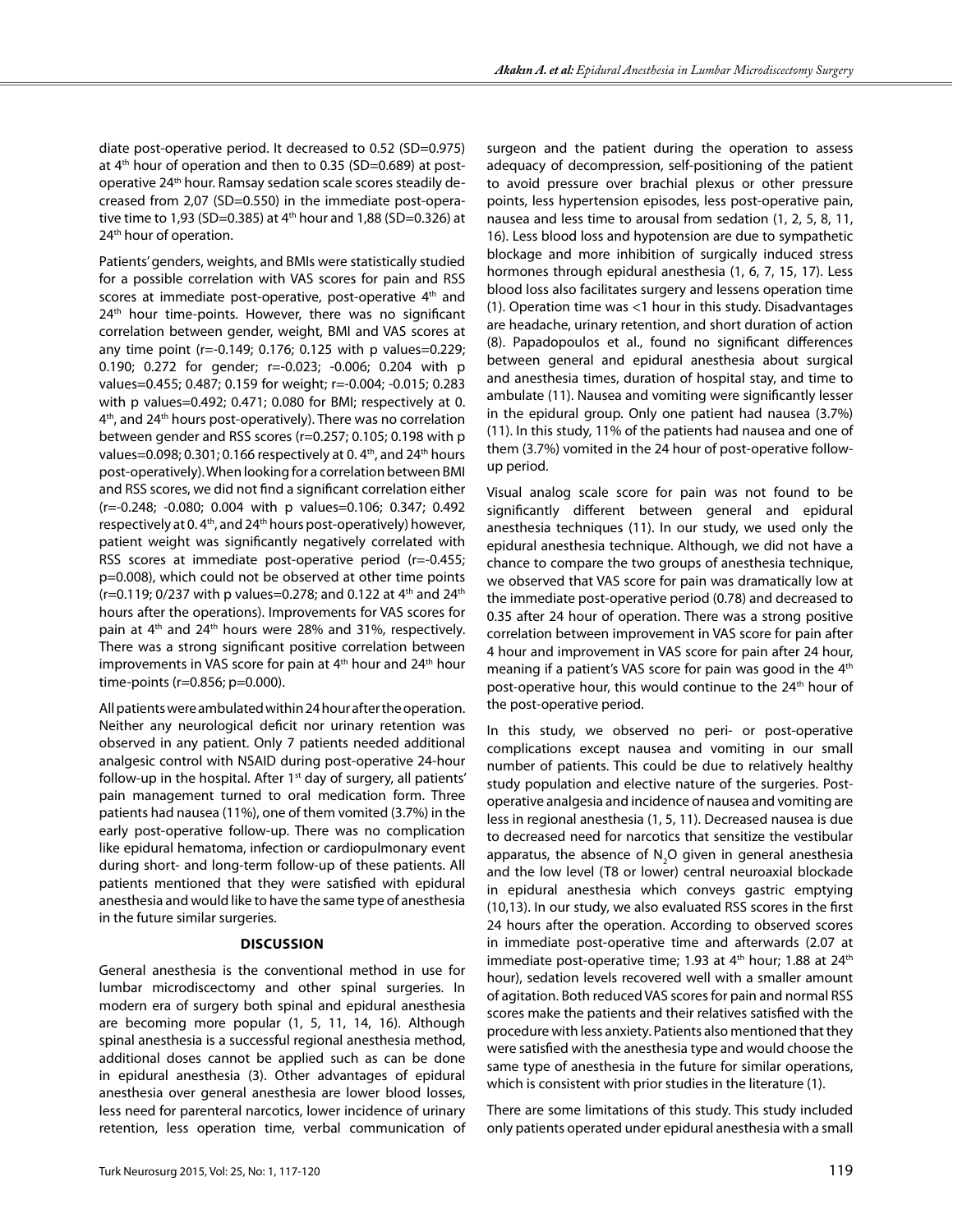diate post-operative period. It decreased to 0.52 (SD=0.975) at 4th hour of operation and then to 0.35 (SD=0.689) at post-operative 24th hour. Ramsay sedation scale scores steadily decreased from 2,07 (SD=0.550) in the immediate post-operative time to 1,93 (SD=0.385) at 4th hour and 1,88 (SD=0.326) at 24th hour of operation.

Patients' genders, weights, and BMIs were statistically studied for a possible correlation with VAS scores for pain and RSS scores at immediate post-operative, post-operative 4th and 24th hour time-points. However, there was no significant correlation between gender, weight, BMI and VAS scores at any time point (r=-0.149; 0.176; 0.125 with p values=0.229; 0.190; 0.272 for gender; r=-0.023; -0.006; 0.204 with p values=0.455; 0.487; 0.159 for weight; r=-0.004; -0.015; 0.283 with p values=0.492; 0.471; 0.080 for BMI; respectively at 0. 4th, and 24th hours post-operatively). There was no correlation between gender and RSS scores (r=0.257; 0.105; 0.198 with p values=0.098; 0.301; 0.166 respectively at 0. 4th, and 24th hours post-operatively). When looking for a correlation between BMI and RSS scores, we did not find a significant correlation either (r=-0.248; -0.080; 0.004 with p values=0.106; 0.347; 0.492 respectively at 0. 4th, and 24th hours post-operatively) however, patient weight was significantly negatively correlated with RSS scores at immediate post-operative period (r=-0.455; p=0.008), which could not be observed at other time points (r=0.119; 0/237 with p values=0.278; and 0.122 at 4th and 24th hours after the operations). Improvements for VAS scores for pain at 4th and 24th hours were 28% and 31%, respectively. There was a strong significant positive correlation between improvements in VAS score for pain at 4th hour and 24th hour time-points (r=0.856; p=0.000).

All patients were ambulated within 24 hour after the operation. Neither any neurological deficit nor urinary retention was observed in any patient. Only 7 patients needed additional analgesic control with NSAID during post-operative 24-hour follow-up in the hospital. After 1st day of surgery, all patients' pain management turned to oral medication form. Three patients had nausea (11%), one of them vomited (3.7%) in the early post-operative follow-up. There was no complication like epidural hematoma, infection or cardiopulmonary event during short- and long-term follow-up of these patients. All patients mentioned that they were satisfied with epidural anesthesia and would like to have the same type of anesthesia in the future similar surgeries.

## DISCUSSION

General anesthesia is the conventional method in use for lumbar microdiscectomy and other spinal surgeries. In modern era of surgery both spinal and epidural anesthesia are becoming more popular (1, 5, 11, 14, 16). Although spinal anesthesia is a successful regional anesthesia method, additional doses cannot be applied such as can be done in epidural anesthesia (3). Other advantages of epidural anesthesia over general anesthesia are lower blood losses, less need for parenteral narcotics, lower incidence of urinary retention, less operation time, verbal communication of surgeon and the patient during the operation to assess adequacy of decompression, self-positioning of the patient to avoid pressure over brachial plexus or other pressure points, less hypertension episodes, less post-operative pain, nausea and less time to arousal from sedation (1, 2, 5, 8, 11, 16). Less blood loss and hypotension are due to sympathetic blockage and more inhibition of surgically induced stress hormones through epidural anesthesia (1, 6, 7, 15, 17). Less blood loss also facilitates surgery and lessens operation time (1). Operation time was <1 hour in this study. Disadvantages are headache, urinary retention, and short duration of action (8). Papadopoulos et al., found no significant differences between general and epidural anesthesia about surgical and anesthesia times, duration of hospital stay, and time to ambulate (11). Nausea and vomiting were significantly lesser in the epidural group. Only one patient had nausea (3.7%) (11). In this study, 11% of the patients had nausea and one of them (3.7%) vomited in the 24 hour of post-operative follow-up period.

Visual analog scale score for pain was not found to be significantly different between general and epidural anesthesia techniques (11). In our study, we used only the epidural anesthesia technique. Although, we did not have a chance to compare the two groups of anesthesia technique, we observed that VAS score for pain was dramatically low at the immediate post-operative period (0.78) and decreased to 0.35 after 24 hour of operation. There was a strong positive correlation between improvement in VAS score for pain after 4 hour and improvement in VAS score for pain after 24 hour, meaning if a patient's VAS score for pain was good in the 4th post-operative hour, this would continue to the 24th hour of the post-operative period.

In this study, we observed no peri- or post-operative complications except nausea and vomiting in our small number of patients. This could be due to relatively healthy study population and elective nature of the surgeries. Post-operative analgesia and incidence of nausea and vomiting are less in regional anesthesia (1, 5, 11). Decreased nausea is due to decreased need for narcotics that sensitize the vestibular apparatus, the absence of $N_2O$ given in general anesthesia and the low level (T8 or lower) central neuroaxial blockade in epidural anesthesia which conveys gastric emptying (10,13). In our study, we also evaluated RSS scores in the first 24 hours after the operation. According to observed scores in immediate post-operative time and afterwards (2.07 at immediate post-operative time; 1.93 at 4th hour; 1.88 at 24th hour), sedation levels recovered well with a smaller amount of agitation. Both reduced VAS scores for pain and normal RSS scores make the patients and their relatives satisfied with the procedure with less anxiety. Patients also mentioned that they were satisfied with the anesthesia type and would choose the same type of anesthesia in the future for similar operations, which is consistent with prior studies in the literature (1).

There are some limitations of this study. This study included only patients operated under epidural anesthesia with a small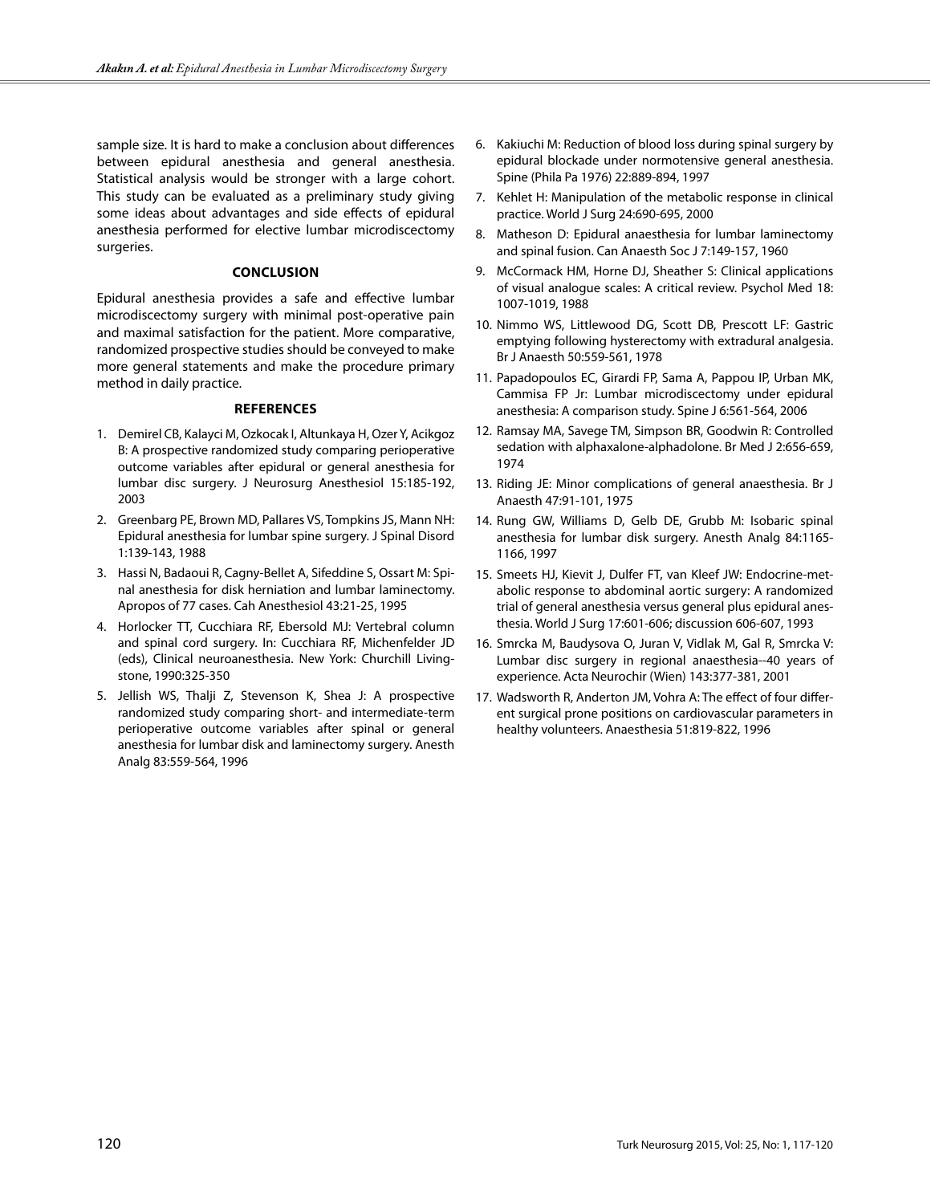sample size. It is hard to make a conclusion about differences between epidural anesthesia and general anesthesia. Statistical analysis would be stronger with a large cohort. This study can be evaluated as a preliminary study giving some ideas about advantages and side effects of epidural anesthesia performed for elective lumbar microdiscectomy surgeries.

## CONCLUSION

Epidural anesthesia provides a safe and effective lumbar microdiscectomy surgery with minimal post-operative pain and maximal satisfaction for the patient. More comparative, randomized prospective studies should be conveyed to make more general statements and make the procedure primary method in daily practice.

## REFERENCES

1. Demirel CB, Kalayci M, Ozkocak I, Altunkaya H, Ozer Y, Acikgoz B: A prospective randomized study comparing perioperative outcome variables after epidural or general anesthesia for lumbar disc surgery. J Neurosurg Anesthesiol 15:185-192, 2003
2. Greenbarg PE, Brown MD, Pallares VS, Tompkins JS, Mann NH: Epidural anesthesia for lumbar spine surgery. J Spinal Disord 1:139-143, 1988
3. Hassi N, Badaoui R, Cagny-Bellet A, Sifeddine S, Ossart M: Spinal anesthesia for disk herniation and lumbar laminectomy. Apropos of 77 cases. Cah Anesthesiol 43:21-25, 1995
4. Horlocker TT, Cucchiara RF, Ebersold MJ: Vertebral column and spinal cord surgery. In: Cucchiara RF, Michenfelder JD (eds), Clinical neuroanesthesia. New York: Churchill Livingstone, 1990:325-350
5. Jellish WS, Thalji Z, Stevenson K, Shea J: A prospective randomized study comparing short- and intermediate-term perioperative outcome variables after spinal or general anesthesia for lumbar disk and laminectomy surgery. Anesth Analg 83:559-564, 1996
6. Kakiuchi M: Reduction of blood loss during spinal surgery by epidural blockade under normotensive general anesthesia. Spine (Phila Pa 1976) 22:889-894, 1997
7. Kehlet H: Manipulation of the metabolic response in clinical practice. World J Surg 24:690-695, 2000
8. Matheson D: Epidural anaesthesia for lumbar laminectomy and spinal fusion. Can Anaesth Soc J 7:149-157, 1960
9. McCormack HM, Horne DJ, Sheather S: Clinical applications of visual analogue scales: A critical review. Psychol Med 18: 1007-1019, 1988
10. Nimmo WS, Littlewood DG, Scott DB, Prescott LF: Gastric emptying following hysterectomy with extradural analgesia. Br J Anaesth 50:559-561, 1978
11. Papadopoulos EC, Girardi FP, Sama A, Pappou IP, Urban MK, Cammisa FP Jr: Lumbar microdiscectomy under epidural anesthesia: A comparison study. Spine J 6:561-564, 2006
12. Ramsay MA, Savege TM, Simpson BR, Goodwin R: Controlled sedation with alphaxalone-alphadolone. Br Med J 2:656-659, 1974
13. Riding JE: Minor complications of general anaesthesia. Br J Anaesth 47:91-101, 1975
14. Rung GW, Williams D, Gelb DE, Grubb M: Isobaric spinal anesthesia for lumbar disk surgery. Anesth Analg 84:1165-1166, 1997
15. Smeets HJ, Kievit J, Dulfer FT, van Kleef JW: Endocrine-metabolic response to abdominal aortic surgery: A randomized trial of general anesthesia versus general plus epidural anesthesia. World J Surg 17:601-606; discussion 606-607, 1993
16. Smrcka M, Baudysova O, Juran V, Vidlak M, Gal R, Smrcka V: Lumbar disc surgery in regional anaesthesia--40 years of experience. Acta Neurochir (Wien) 143:377-381, 2001
17. Wadsworth R, Anderton JM, Vohra A: The effect of four different surgical prone positions on cardiovascular parameters in healthy volunteers. Anaesthesia 51:819-822, 1996